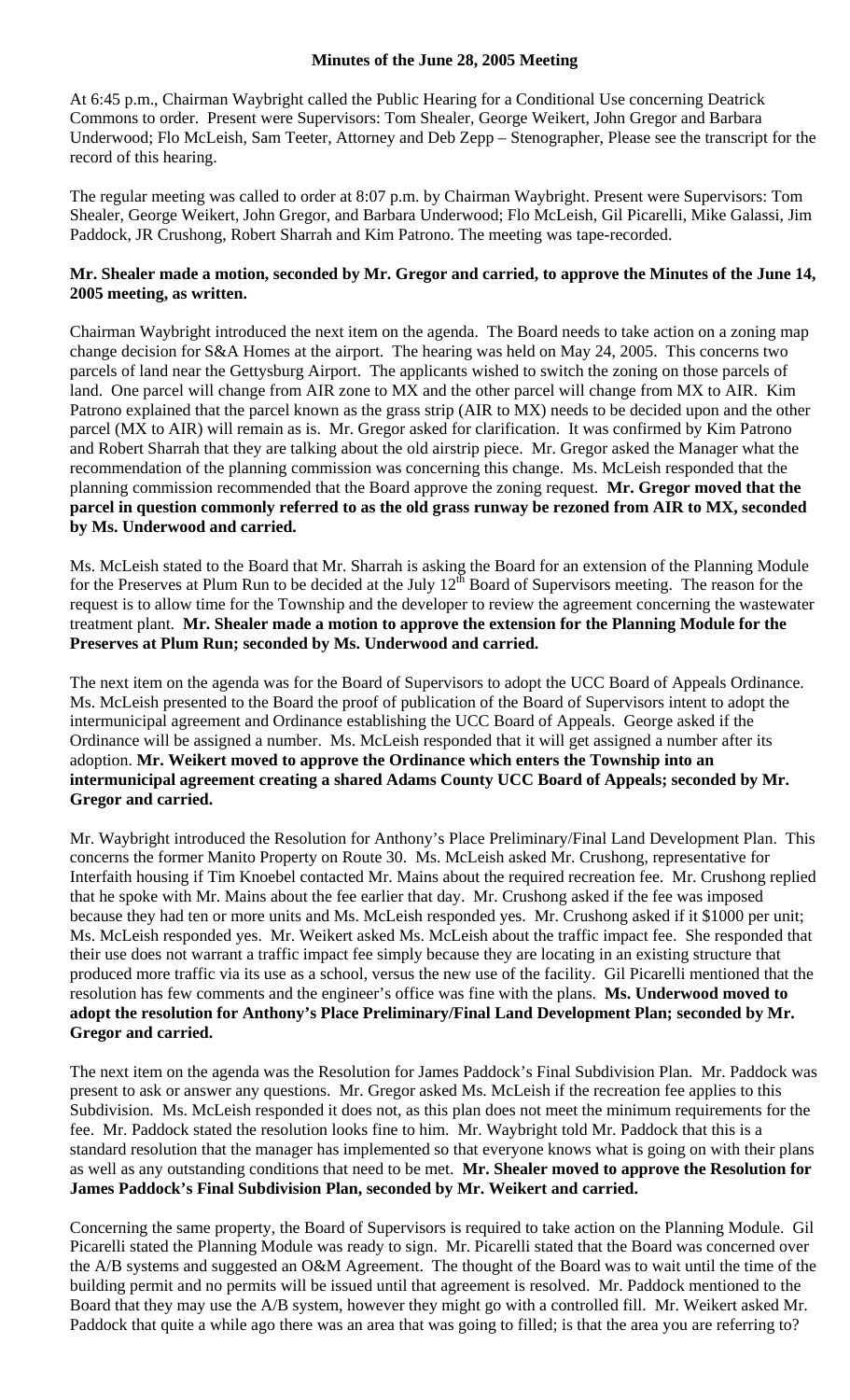# Minutes of the June 28, 2005 Meeting

At 6:45 p.m., Chairman Waybright called the Public Hearing for a Conditional Use concerning Deatrick Commons to order. Present were Supervisors: Tom Shealer, George Weikert, John Gregor and Barbara Underwood; Flo McLeish, Sam Teeter, Attorney and Deb Zepp – Stenographer, Please see the transcript for the record of this hearing.

The regular meeting was called to order at 8:07 p.m. by Chairman Waybright. Present were Supervisors: Tom Shealer, George Weikert, John Gregor, and Barbara Underwood; Flo McLeish, Gil Picarelli, Mike Galassi, Jim Paddock, JR Crushong, Robert Sharrah and Kim Patrono. The meeting was tape-recorded.

**Mr. Shealer made a motion, seconded by Mr. Gregor and carried, to approve the Minutes of the June 14, 2005 meeting, as written.**

Chairman Waybright introduced the next item on the agenda. The Board needs to take action on a zoning map change decision for S&A Homes at the airport. The hearing was held on May 24, 2005. This concerns two parcels of land near the Gettysburg Airport. The applicants wished to switch the zoning on those parcels of land. One parcel will change from AIR zone to MX and the other parcel will change from MX to AIR. Kim Patrono explained that the parcel known as the grass strip (AIR to MX) needs to be decided upon and the other parcel (MX to AIR) will remain as is. Mr. Gregor asked for clarification. It was confirmed by Kim Patrono and Robert Sharrah that they are talking about the old airstrip piece. Mr. Gregor asked the Manager what the recommendation of the planning commission was concerning this change. Ms. McLeish responded that the planning commission recommended that the Board approve the zoning request. **Mr. Gregor moved that the parcel in question commonly referred to as the old grass runway be rezoned from AIR to MX, seconded by Ms. Underwood and carried.**

Ms. McLeish stated to the Board that Mr. Sharrah is asking the Board for an extension of the Planning Module for the Preserves at Plum Run to be decided at the July 12th Board of Supervisors meeting. The reason for the request is to allow time for the Township and the developer to review the agreement concerning the wastewater treatment plant. **Mr. Shealer made a motion to approve the extension for the Planning Module for the Preserves at Plum Run; seconded by Ms. Underwood and carried.**

The next item on the agenda was for the Board of Supervisors to adopt the UCC Board of Appeals Ordinance. Ms. McLeish presented to the Board the proof of publication of the Board of Supervisors intent to adopt the intermunicipal agreement and Ordinance establishing the UCC Board of Appeals. George asked if the Ordinance will be assigned a number. Ms. McLeish responded that it will get assigned a number after its adoption. **Mr. Weikert moved to approve the Ordinance which enters the Township into an intermunicipal agreement creating a shared Adams County UCC Board of Appeals; seconded by Mr. Gregor and carried.**

Mr. Waybright introduced the Resolution for Anthony's Place Preliminary/Final Land Development Plan. This concerns the former Manito Property on Route 30. Ms. McLeish asked Mr. Crushong, representative for Interfaith housing if Tim Knoebel contacted Mr. Mains about the required recreation fee. Mr. Crushong replied that he spoke with Mr. Mains about the fee earlier that day. Mr. Crushong asked if the fee was imposed because they had ten or more units and Ms. McLeish responded yes. Mr. Crushong asked if it $1000 per unit; Ms. McLeish responded yes. Mr. Weikert asked Ms. McLeish about the traffic impact fee. She responded that their use does not warrant a traffic impact fee simply because they are locating in an existing structure that produced more traffic via its use as a school, versus the new use of the facility. Gil Picarelli mentioned that the resolution has few comments and the engineer's office was fine with the plans. **Ms. Underwood moved to adopt the resolution for Anthony's Place Preliminary/Final Land Development Plan; seconded by Mr. Gregor and carried.**

The next item on the agenda was the Resolution for James Paddock's Final Subdivision Plan. Mr. Paddock was present to ask or answer any questions. Mr. Gregor asked Ms. McLeish if the recreation fee applies to this Subdivision. Ms. McLeish responded it does not, as this plan does not meet the minimum requirements for the fee. Mr. Paddock stated the resolution looks fine to him. Mr. Waybright told Mr. Paddock that this is a standard resolution that the manager has implemented so that everyone knows what is going on with their plans as well as any outstanding conditions that need to be met. **Mr. Shealer moved to approve the Resolution for James Paddock's Final Subdivision Plan, seconded by Mr. Weikert and carried.**

Concerning the same property, the Board of Supervisors is required to take action on the Planning Module. Gil Picarelli stated the Planning Module was ready to sign. Mr. Picarelli stated that the Board was concerned over the A/B systems and suggested an O&M Agreement. The thought of the Board was to wait until the time of the building permit and no permits will be issued until that agreement is resolved. Mr. Paddock mentioned to the Board that they may use the A/B system, however they might go with a controlled fill. Mr. Weikert asked Mr. Paddock that quite a while ago there was an area that was going to filled; is that the area you are referring to?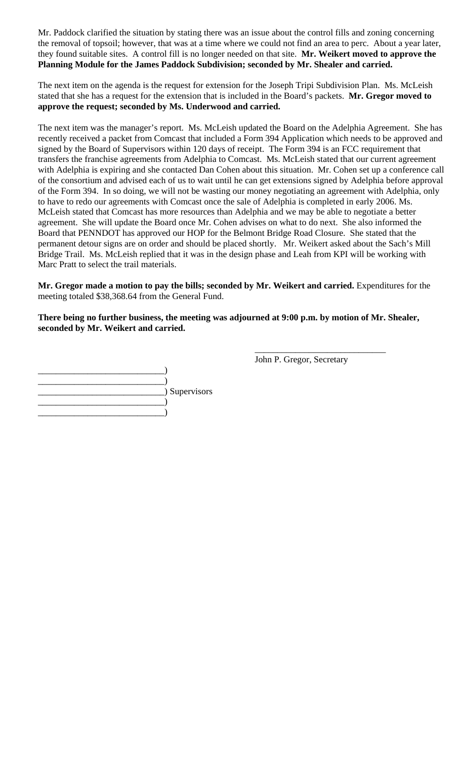Mr. Paddock clarified the situation by stating there was an issue about the control fills and zoning concerning the removal of topsoil; however, that was at a time where we could not find an area to perc. About a year later, they found suitable sites. A control fill is no longer needed on that site. **Mr. Weikert moved to approve the Planning Module for the James Paddock Subdivision; seconded by Mr. Shealer and carried.**

The next item on the agenda is the request for extension for the Joseph Tripi Subdivision Plan. Ms. McLeish stated that she has a request for the extension that is included in the Board's packets. **Mr. Gregor moved to approve the request; seconded by Ms. Underwood and carried.**

The next item was the manager's report. Ms. McLeish updated the Board on the Adelphia Agreement. She has recently received a packet from Comcast that included a Form 394 Application which needs to be approved and signed by the Board of Supervisors within 120 days of receipt. The Form 394 is an FCC requirement that transfers the franchise agreements from Adelphia to Comcast. Ms. McLeish stated that our current agreement with Adelphia is expiring and she contacted Dan Cohen about this situation. Mr. Cohen set up a conference call of the consortium and advised each of us to wait until he can get extensions signed by Adelphia before approval of the Form 394. In so doing, we will not be wasting our money negotiating an agreement with Adelphia, only to have to redo our agreements with Comcast once the sale of Adelphia is completed in early 2006. Ms. McLeish stated that Comcast has more resources than Adelphia and we may be able to negotiate a better agreement. She will update the Board once Mr. Cohen advises on what to do next. She also informed the Board that PENNDOT has approved our HOP for the Belmont Bridge Road Closure. She stated that the permanent detour signs are on order and should be placed shortly. Mr. Weikert asked about the Sach's Mill Bridge Trail. Ms. McLeish replied that it was in the design phase and Leah from KPI will be working with Marc Pratt to select the trail materials.

**Mr. Gregor made a motion to pay the bills; seconded by Mr. Weikert and carried.** Expenditures for the meeting totaled $38,368.64 from the General Fund.

**There being no further business, the meeting was adjourned at 9:00 p.m. by motion of Mr. Shealer, seconded by Mr. Weikert and carried.**

____________________________
John P. Gregor, Secretary

____________________________)
____________________________)
____________________________) Supervisors
____________________________)
____________________________)